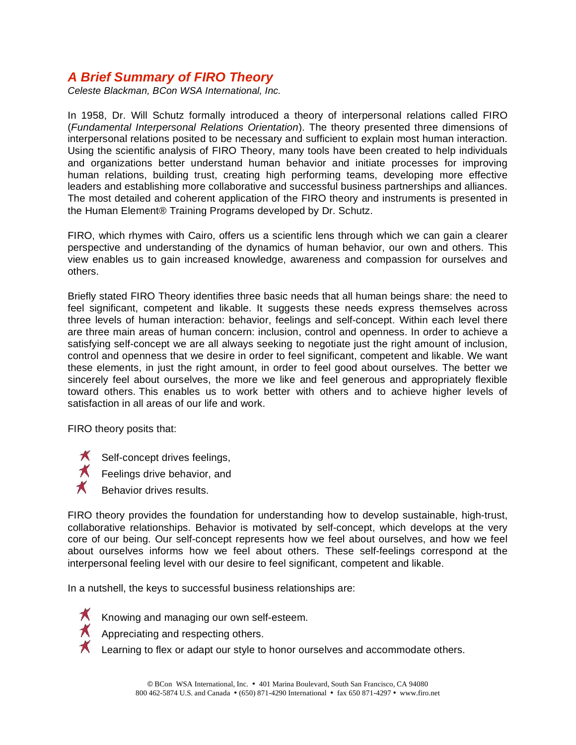# *A Brief Summary of FIRO Theory*

*Celeste Blackman, BCon WSA International, Inc.*

In 1958, Dr. Will Schutz formally introduced a theory of interpersonal relations called FIRO (*Fundamental Interpersonal Relations Orientation*). The theory presented three dimensions of interpersonal relations posited to be necessary and sufficient to explain most human interaction. Using the scientific analysis of FIRO Theory, many tools have been created to help individuals and organizations better understand human behavior and initiate processes for improving human relations, building trust, creating high performing teams, developing more effective leaders and establishing more collaborative and successful business partnerships and alliances. The most detailed and coherent application of the FIRO theory and instruments is presented in the Human Element® Training Programs developed by Dr. Schutz.

FIRO, which rhymes with Cairo, offers us a scientific lens through which we can gain a clearer perspective and understanding of the dynamics of human behavior, our own and others. This view enables us to gain increased knowledge, awareness and compassion for ourselves and others.

Briefly stated FIRO Theory identifies three basic needs that all human beings share: the need to feel significant, competent and likable. It suggests these needs express themselves across three levels of human interaction: behavior, feelings and self-concept. Within each level there are three main areas of human concern: inclusion, control and openness. In order to achieve a satisfying self-concept we are all always seeking to negotiate just the right amount of inclusion, control and openness that we desire in order to feel significant, competent and likable. We want these elements, in just the right amount, in order to feel good about ourselves. The better we sincerely feel about ourselves, the more we like and feel generous and appropriately flexible toward others. This enables us to work better with others and to achieve higher levels of satisfaction in all areas of our life and work.

FIRO theory posits that:

- Self-concept drives feelings,
- Feelings drive behavior, and
- Behavior drives results.

FIRO theory provides the foundation for understanding how to develop sustainable, high-trust, collaborative relationships. Behavior is motivated by self-concept, which develops at the very core of our being. Our self-concept represents how we feel about ourselves, and how we feel about ourselves informs how we feel about others. These self-feelings correspond at the interpersonal feeling level with our desire to feel significant, competent and likable.

In a nutshell, the keys to successful business relationships are:

- Knowing and managing our own self-esteem.
- Appreciating and respecting others.
- Learning to flex or adapt our style to honor ourselves and accommodate others.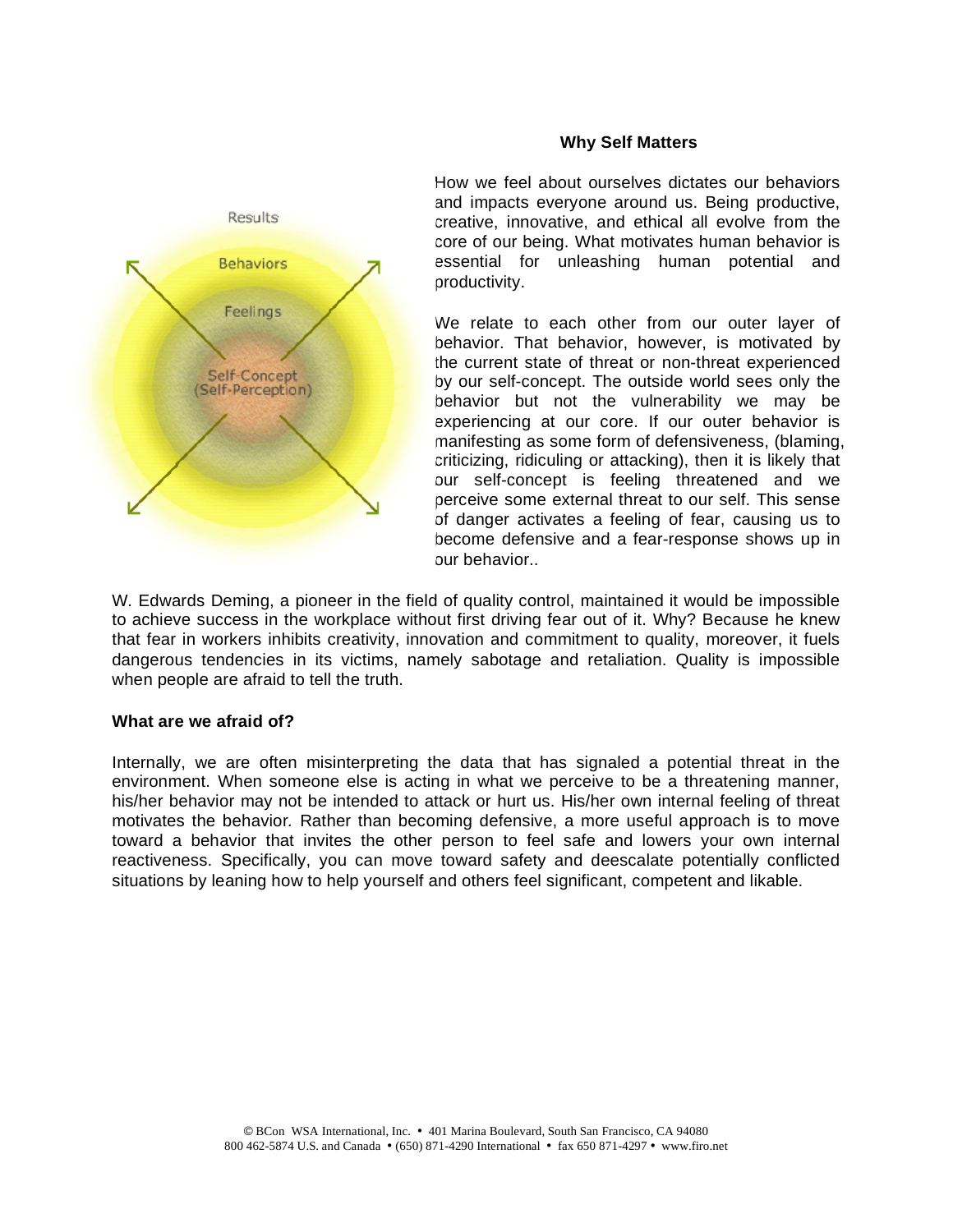## Why Self Matters

How we feel about ourselves dictates our behaviors and impacts everyone around us. Being productive, creative, innovative, and ethical all evolve from the core of our being. What motivates human behavior is essential for unleashing human potential and productivity.

We relate to each other from our outer layer of behavior. That behavior, however, is motivated by the current state of threat or non-threat experienced by our self-concept. The outside world sees only the behavior but not the vulnerability we may be experiencing at our core. If our outer behavior is manifesting as some form of defensiveness, (blaming, criticizing, ridiculing or attacking), then it is likely that our self-concept is feeling threatened and we perceive some external threat to our self. This sense of danger activates a feeling of fear, causing us to become defensive and a fear-response shows up in our behavior..

W. Edwards Deming, a pioneer in the field of quality control, maintained it would be impossible to achieve success in the workplace without first driving fear out of it. Why? Because he knew that fear in workers inhibits creativity, innovation and commitment to quality, moreover, it fuels dangerous tendencies in its victims, namely sabotage and retaliation. Quality is impossible when people are afraid to tell the truth.

## What are we afraid of?

Internally, we are often misinterpreting the data that has signaled a potential threat in the environment. When someone else is acting in what we perceive to be a threatening manner, his/her behavior may not be intended to attack or hurt us. His/her own internal feeling of threat motivates the behavior. Rather than becoming defensive, a more useful approach is to move toward a behavior that invites the other person to feel safe and lowers your own internal reactiveness. Specifically, you can move toward safety and deescalate potentially conflicted situations by leaning how to help yourself and others feel significant, competent and likable.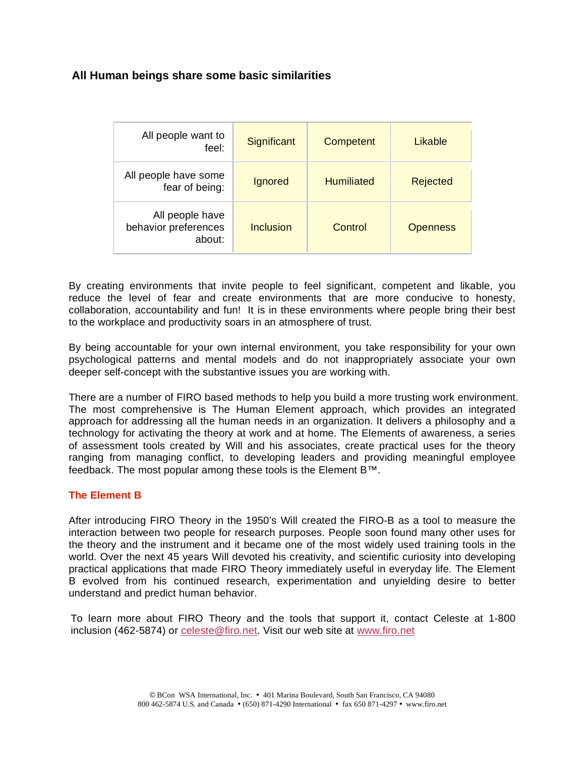**All Human beings share some basic similarities**

| | | | |
|---|---|---|---|
| All people want to feel: | Significant | Competent | Likable |
| All people have some fear of being: | Ignored | Humiliated | Rejected |
| All people have behavior preferences about: | Inclusion | Control | Openness |

By creating environments that invite people to feel significant, competent and likable, you reduce the level of fear and create environments that are more conducive to honesty, collaboration, accountability and fun! It is in these environments where people bring their best to the workplace and productivity soars in an atmosphere of trust.

By being accountable for your own internal environment, you take responsibility for your own psychological patterns and mental models and do not inappropriately associate your own deeper self-concept with the substantive issues you are working with.

There are a number of FIRO based methods to help you build a more trusting work environment. The most comprehensive is The Human Element approach, which provides an integrated approach for addressing all the human needs in an organization. It delivers a philosophy and a technology for activating the theory at work and at home. The Elements of awareness, a series of assessment tools created by Will and his associates, create practical uses for the theory ranging from managing conflict, to developing leaders and providing meaningful employee feedback. The most popular among these tools is the Element B™.

**The Element B**

After introducing FIRO Theory in the 1950's Will created the FIRO-B as a tool to measure the interaction between two people for research purposes. People soon found many other uses for the theory and the instrument and it became one of the most widely used training tools in the world. Over the next 45 years Will devoted his creativity, and scientific curiosity into developing practical applications that made FIRO Theory immediately useful in everyday life. The Element B evolved from his continued research, experimentation and unyielding desire to better understand and predict human behavior.

To learn more about FIRO Theory and the tools that support it, contact Celeste at 1-800 inclusion (462-5874) or celeste@firo.net. Visit our web site at www.firo.net

© BCon WSA International, Inc. • 401 Marina Boulevard, South San Francisco, CA 94080
800 462-5874 U.S. and Canada • (650) 871-4290 International • fax 650 871-4297 • www.firo.net